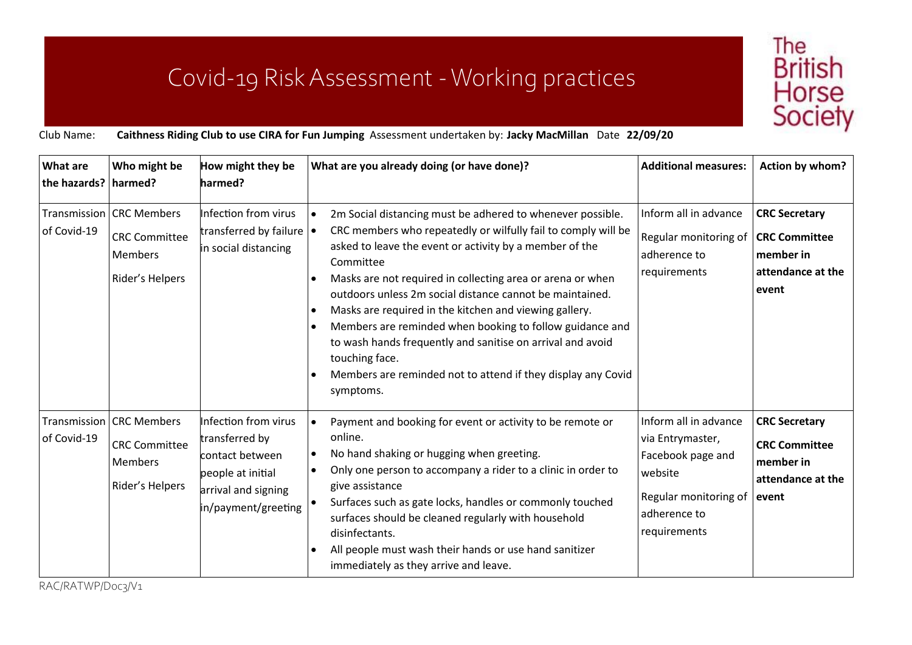# Covid-19 Risk Assessment - Working practices

The British Horse Society

Club Name: **Caithness Riding Club to use CIRA for Fun Jumping** Assessment undertaken by: **Jacky MacMillan** Date **22/09/20**

| What are the hazards? | Who might be harmed? | How might they be harmed? | What are you already doing (or have done)? | Additional measures: | Action by whom? |
|---|---|---|---|---|---|
| Transmission of Covid-19 | CRC Members<br>CRC Committee Members<br>Rider's Helpers | Infection from virus transferred by failure in social distancing | • 2m Social distancing must be adhered to whenever possible.<br>• CRC members who repeatedly or wilfully fail to comply will be asked to leave the event or activity by a member of the Committee<br>• Masks are not required in collecting area or arena or when outdoors unless 2m social distance cannot be maintained.<br>• Masks are required in the kitchen and viewing gallery.<br>• Members are reminded when booking to follow guidance and to wash hands frequently and sanitise on arrival and avoid touching face.<br>• Members are reminded not to attend if they display any Covid symptoms. | Inform all in advance<br>Regular monitoring of adherence to requirements | **CRC Secretary**<br>**CRC Committee member in attendance at the event** |
| Transmission of Covid-19 | CRC Members<br>CRC Committee Members<br>Rider's Helpers | Infection from virus transferred by contact between people at initial arrival and signing in/payment/greeting | • Payment and booking for event or activity to be remote or online.<br>• No hand shaking or hugging when greeting.<br>• Only one person to accompany a rider to a clinic in order to give assistance<br>• Surfaces such as gate locks, handles or commonly touched surfaces should be cleaned regularly with household disinfectants.<br>• All people must wash their hands or use hand sanitizer immediately as they arrive and leave. | Inform all in advance via Entrymaster, Facebook page and website<br>Regular monitoring of adherence to requirements | **CRC Secretary**<br>**CRC Committee member in attendance at the event** |

RAC/RATWP/Doc3/V1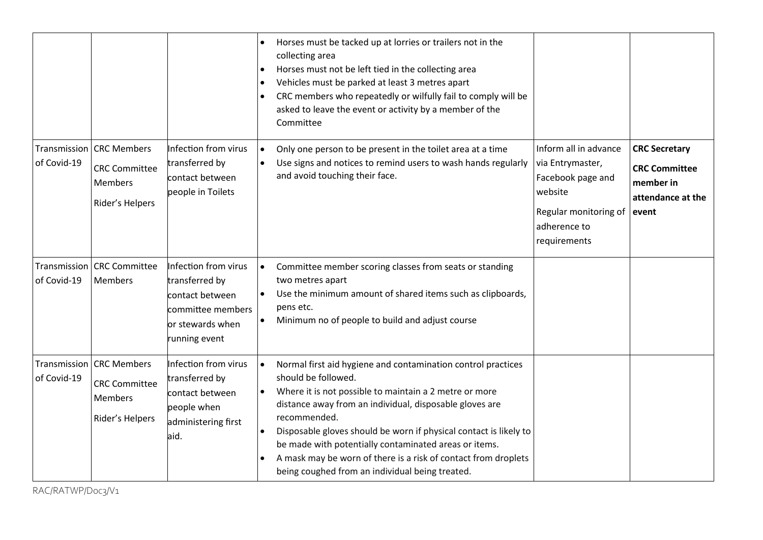| | | | | | |
|---|---|---|---|---|---|
| | | | • Horses must be tacked up at lorries or trailers not in the collecting area<br>• Horses must not be left tied in the collecting area<br>• Vehicles must be parked at least 3 metres apart<br>• CRC members who repeatedly or wilfully fail to comply will be asked to leave the event or activity by a member of the Committee | | |
| Transmission of Covid-19 | CRC Members<br>CRC Committee Members<br>Rider's Helpers | Infection from virus transferred by contact between people in Toilets | • Only one person to be present in the toilet area at a time<br>• Use signs and notices to remind users to wash hands regularly and avoid touching their face. | Inform all in advance via Entrymaster, Facebook page and website<br>Regular monitoring of adherence to requirements | **CRC Secretary**<br>**CRC Committee member in attendance at the event** |
| Transmission of Covid-19 | CRC Committee Members | Infection from virus transferred by contact between committee members or stewards when running event | • Committee member scoring classes from seats or standing two metres apart<br>• Use the minimum amount of shared items such as clipboards, pens etc.<br>• Minimum no of people to build and adjust course | | |
| Transmission of Covid-19 | CRC Members<br>CRC Committee Members<br>Rider's Helpers | Infection from virus transferred by contact between people when administering first aid. | • Normal first aid hygiene and contamination control practices should be followed.<br>• Where it is not possible to maintain a 2 metre or more distance away from an individual, disposable gloves are recommended.<br>• Disposable gloves should be worn if physical contact is likely to be made with potentially contaminated areas or items.<br>• A mask may be worn of there is a risk of contact from droplets being coughed from an individual being treated. | | |

RAC/RATWP/Doc3/V1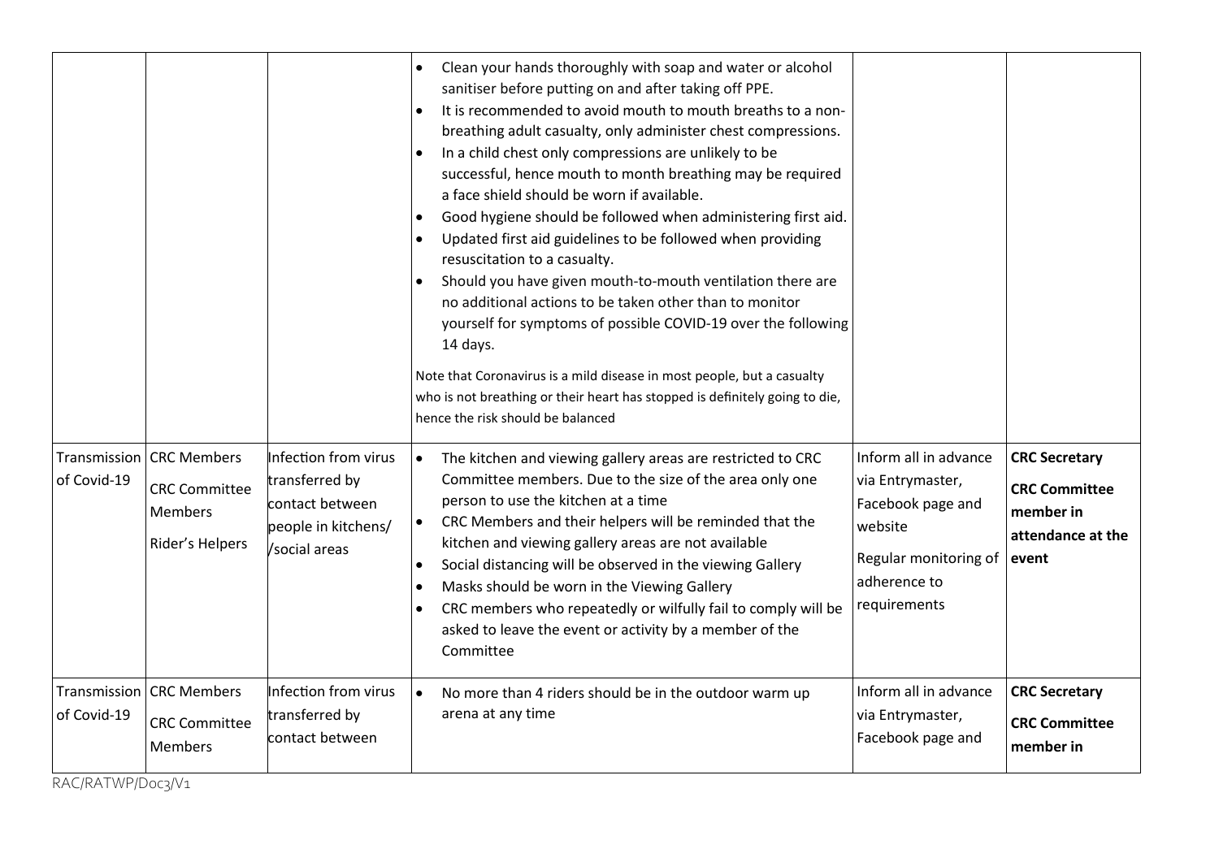| | | | | | |
|---|---|---|---|---|---|
| | | | • Clean your hands thoroughly with soap and water or alcohol sanitiser before putting on and after taking off PPE.<br>• It is recommended to avoid mouth to mouth breaths to a non-breathing adult casualty, only administer chest compressions.<br>• In a child chest only compressions are unlikely to be successful, hence mouth to month breathing may be required a face shield should be worn if available.<br>• Good hygiene should be followed when administering first aid.<br>• Updated first aid guidelines to be followed when providing resuscitation to a casualty.<br>• Should you have given mouth-to-mouth ventilation there are no additional actions to be taken other than to monitor yourself for symptoms of possible COVID-19 over the following 14 days.<br><br>Note that Coronavirus is a mild disease in most people, but a casualty who is not breathing or their heart has stopped is definitely going to die, hence the risk should be balanced | | |
| Transmission of Covid-19 | CRC Members<br><br>CRC Committee Members<br><br>Rider's Helpers | Infection from virus transferred by contact between people in kitchens/ /social areas | • The kitchen and viewing gallery areas are restricted to CRC Committee members. Due to the size of the area only one person to use the kitchen at a time<br>• CRC Members and their helpers will be reminded that the kitchen and viewing gallery areas are not available<br>• Social distancing will be observed in the viewing Gallery<br>• Masks should be worn in the Viewing Gallery<br>• CRC members who repeatedly or wilfully fail to comply will be asked to leave the event or activity by a member of the Committee | Inform all in advance via Entrymaster, Facebook page and website<br><br>Regular monitoring of adherence to requirements | **CRC Secretary**<br><br>**CRC Committee member in attendance at the event** |
| Transmission of Covid-19 | CRC Members<br><br>CRC Committee Members | Infection from virus transferred by contact between | • No more than 4 riders should be in the outdoor warm up arena at any time | Inform all in advance via Entrymaster, Facebook page and | **CRC Secretary**<br><br>**CRC Committee member in** |

RAC/RATWP/Doc3/V1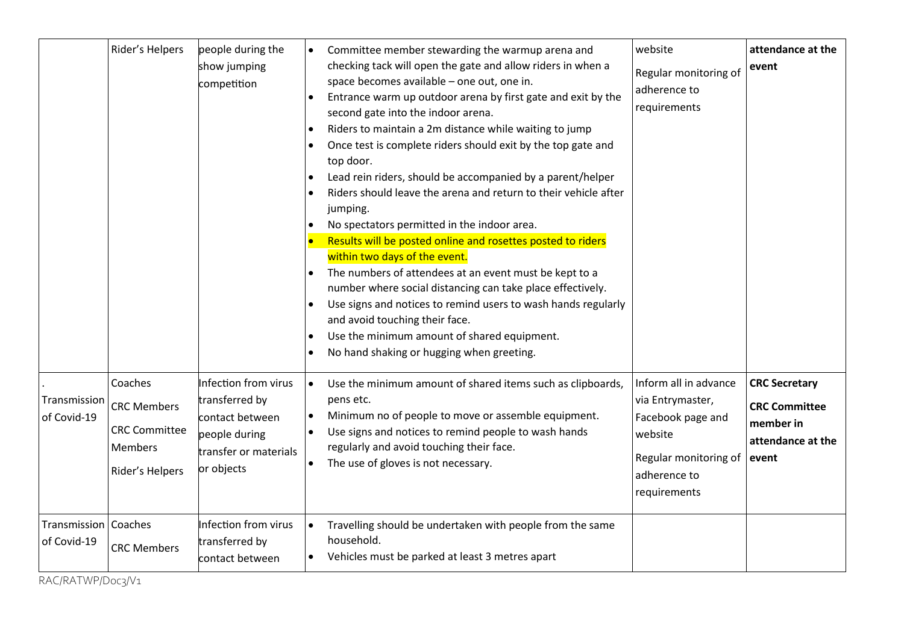| | | | | | |
|---|---|---|---|---|---|
| | Rider's Helpers | people during the show jumping competition | • Committee member stewarding the warmup arena and checking tack will open the gate and allow riders in when a space becomes available – one out, one in.<br>• Entrance warm up outdoor arena by first gate and exit by the second gate into the indoor arena.<br>• Riders to maintain a 2m distance while waiting to jump<br>• Once test is complete riders should exit by the top gate and top door.<br>• Lead rein riders, should be accompanied by a parent/helper<br>• Riders should leave the arena and return to their vehicle after jumping.<br>• No spectators permitted in the indoor area.<br>• Results will be posted online and rosettes posted to riders within two days of the event.<br>• The numbers of attendees at an event must be kept to a number where social distancing can take place effectively.<br>• Use signs and notices to remind users to wash hands regularly and avoid touching their face.<br>• Use the minimum amount of shared equipment.<br>• No hand shaking or hugging when greeting. | website<br>Regular monitoring of adherence to requirements | **attendance at the event** |
| . Transmission of Covid-19 | Coaches<br>CRC Members<br>CRC Committee Members<br>Rider's Helpers | Infection from virus transferred by contact between people during transfer or materials or objects | • Use the minimum amount of shared items such as clipboards, pens etc.<br>• Minimum no of people to move or assemble equipment.<br>• Use signs and notices to remind people to wash hands regularly and avoid touching their face.<br>• The use of gloves is not necessary. | Inform all in advance via Entrymaster, Facebook page and website<br>Regular monitoring of adherence to requirements | **CRC Secretary**<br>**CRC Committee member in attendance at the event** |
| Transmission of Covid-19 | Coaches<br>CRC Members | Infection from virus transferred by contact between | • Travelling should be undertaken with people from the same household.<br>• Vehicles must be parked at least 3 metres apart | | |

RAC/RATWP/Doc3/V1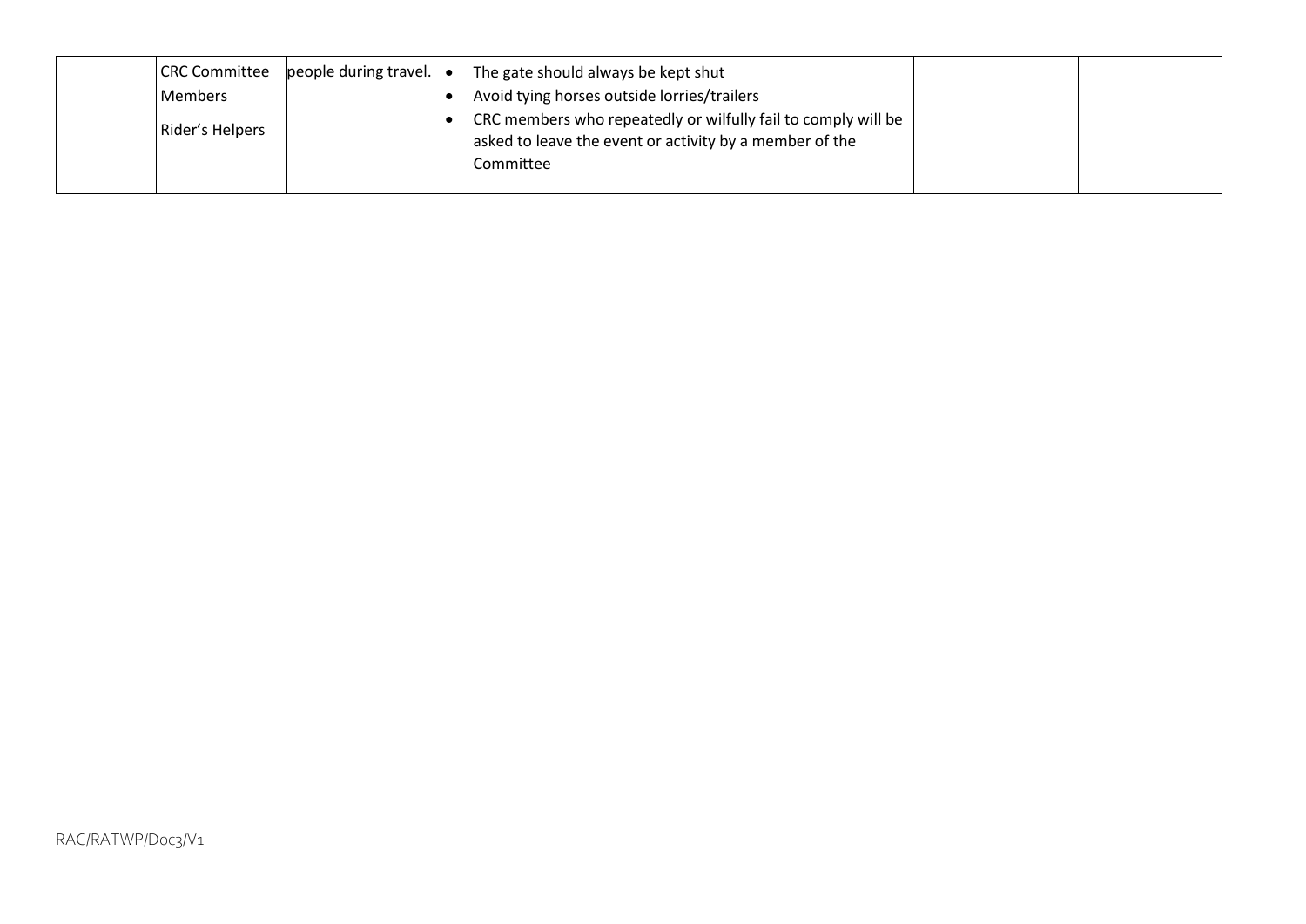| | | | | | |
|---|---|---|---|---|---|
| | CRC Committee Members<br>Rider's Helpers | people during travel. | • The gate should always be kept shut<br>• Avoid tying horses outside lorries/trailers<br>• CRC members who repeatedly or wilfully fail to comply will be asked to leave the event or activity by a member of the Committee | | |

RAC/RATWP/Doc3/V1